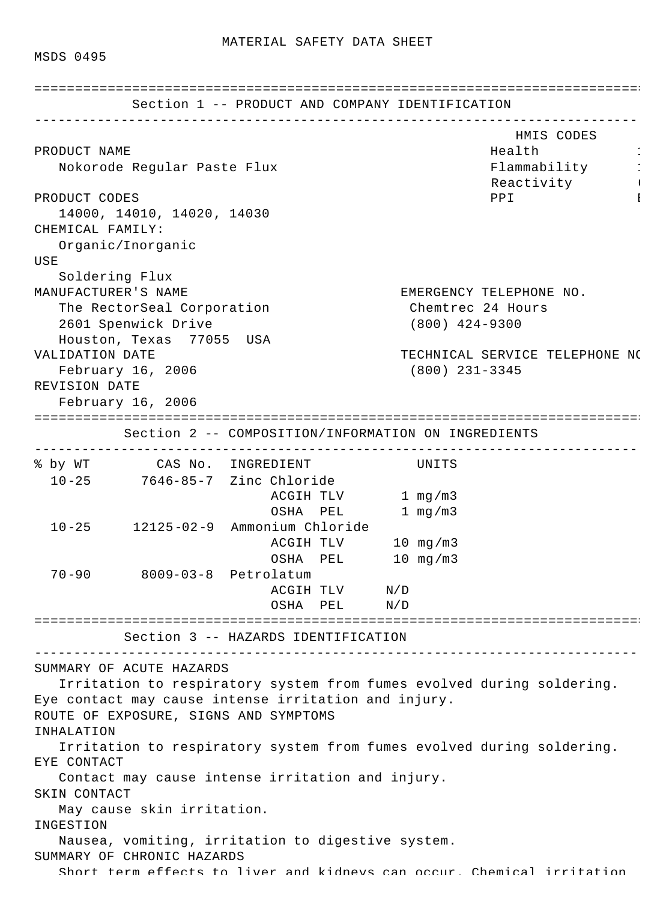MATERIAL SAFETY DATA SHEET

MSDS 0495

## Section 1 -- PRODUCT AND COMPANY IDENTIFICATION

| HMIS CODES | |
|---|---|
| Health | 1 |
| Flammability | 1 |
| Reactivity | ( |
| PPI | E |

PRODUCT NAME
Nokorode Regular Paste Flux

PRODUCT CODES
14000, 14010, 14020, 14030

CHEMICAL FAMILY:
Organic/Inorganic

USE
Soldering Flux

MANUFACTURER'S NAME
The RectorSeal Corporation
2601 Spenwick Drive
Houston, Texas 77055 USA

EMERGENCY TELEPHONE NO.
Chemtrec 24 Hours
(800) 424-9300

VALIDATION DATE
February 16, 2006

TECHNICAL SERVICE TELEPHONE NO
(800) 231-3345

REVISION DATE
February 16, 2006

## Section 2 -- COMPOSITION/INFORMATION ON INGREDIENTS

| % by WT | CAS No. | INGREDIENT | UNITS |
|---|---|---|---|
| 10-25 | 7646-85-7 | Zinc Chloride | |
| | | ACGIH TLV | 1 mg/m3 |
| | | OSHA PEL | 1 mg/m3 |
| 10-25 | 12125-02-9 | Ammonium Chloride | |
| | | ACGIH TLV | 10 mg/m3 |
| | | OSHA PEL | 10 mg/m3 |
| 70-90 | 8009-03-8 | Petrolatum | |
| | | ACGIH TLV | N/D |
| | | OSHA PEL | N/D |

## Section 3 -- HAZARDS IDENTIFICATION

SUMMARY OF ACUTE HAZARDS
Irritation to respiratory system from fumes evolved during soldering. Eye contact may cause intense irritation and injury.

ROUTE OF EXPOSURE, SIGNS AND SYMPTOMS

INHALATION
Irritation to respiratory system from fumes evolved during soldering.

EYE CONTACT
Contact may cause intense irritation and injury.

SKIN CONTACT
May cause skin irritation.

INGESTION
Nausea, vomiting, irritation to digestive system.

SUMMARY OF CHRONIC HAZARDS
Short term effects to liver and kidneys can occur. Chemical irritation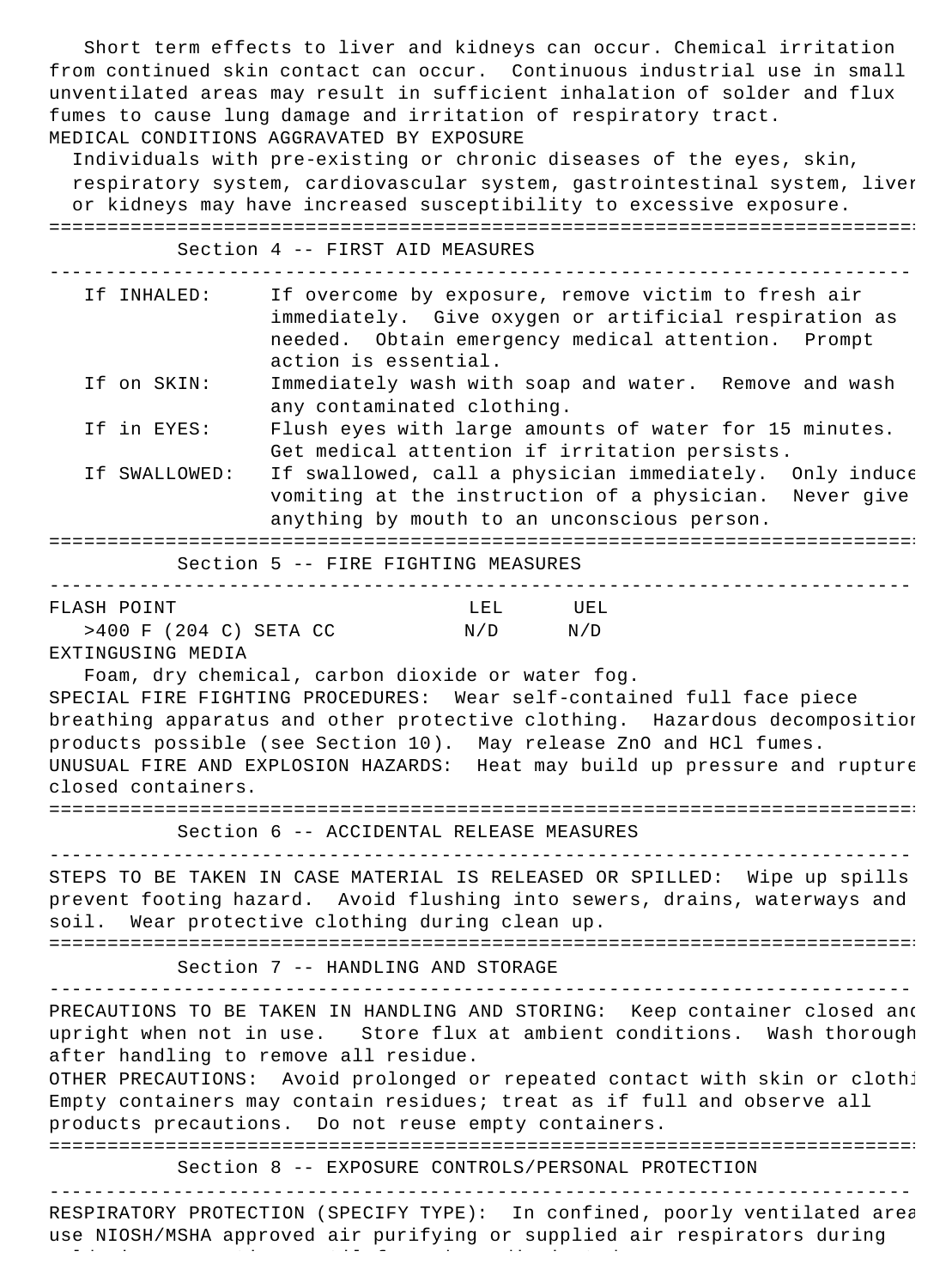Short term effects to liver and kidneys can occur. Chemical irritation from continued skin contact can occur. Continuous industrial use in small unventilated areas may result in sufficient inhalation of solder and flux fumes to cause lung damage and irritation of respiratory tract.

MEDICAL CONDITIONS AGGRAVATED BY EXPOSURE

Individuals with pre-existing or chronic diseases of the eyes, skin, respiratory system, cardiovascular system, gastrointestinal system, liver or kidneys may have increased susceptibility to excessive exposure.

## Section 4 -- FIRST AID MEASURES

| | |
|---|---|
| If INHALED: | If overcome by exposure, remove victim to fresh air immediately. Give oxygen or artificial respiration as needed. Obtain emergency medical attention. Prompt action is essential. |
| If on SKIN: | Immediately wash with soap and water. Remove and wash any contaminated clothing. |
| If in EYES: | Flush eyes with large amounts of water for 15 minutes. Get medical attention if irritation persists. |
| If SWALLOWED: | If swallowed, call a physician immediately. Only induce vomiting at the instruction of a physician. Never give anything by mouth to an unconscious person. |

## Section 5 -- FIRE FIGHTING MEASURES

| FLASH POINT | LEL | UEL |
|---|---|---|
| >400 F (204 C) SETA CC | N/D | N/D |

EXTINGUSING MEDIA

Foam, dry chemical, carbon dioxide or water fog.

SPECIAL FIRE FIGHTING PROCEDURES: Wear self-contained full face piece breathing apparatus and other protective clothing. Hazardous decomposition products possible (see Section 10). May release ZnO and HCl fumes.

UNUSUAL FIRE AND EXPLOSION HAZARDS: Heat may build up pressure and rupture closed containers.

## Section 6 -- ACCIDENTAL RELEASE MEASURES

STEPS TO BE TAKEN IN CASE MATERIAL IS RELEASED OR SPILLED: Wipe up spills prevent footing hazard. Avoid flushing into sewers, drains, waterways and soil. Wear protective clothing during clean up.

## Section 7 -- HANDLING AND STORAGE

PRECAUTIONS TO BE TAKEN IN HANDLING AND STORING: Keep container closed and upright when not in use. Store flux at ambient conditions. Wash thorough after handling to remove all residue.

OTHER PRECAUTIONS: Avoid prolonged or repeated contact with skin or clothi Empty containers may contain residues; treat as if full and observe all products precautions. Do not reuse empty containers.

## Section 8 -- EXPOSURE CONTROLS/PERSONAL PROTECTION

RESPIRATORY PROTECTION (SPECIFY TYPE): In confined, poorly ventilated area use NIOSH/MSHA approved air purifying or supplied air respirators during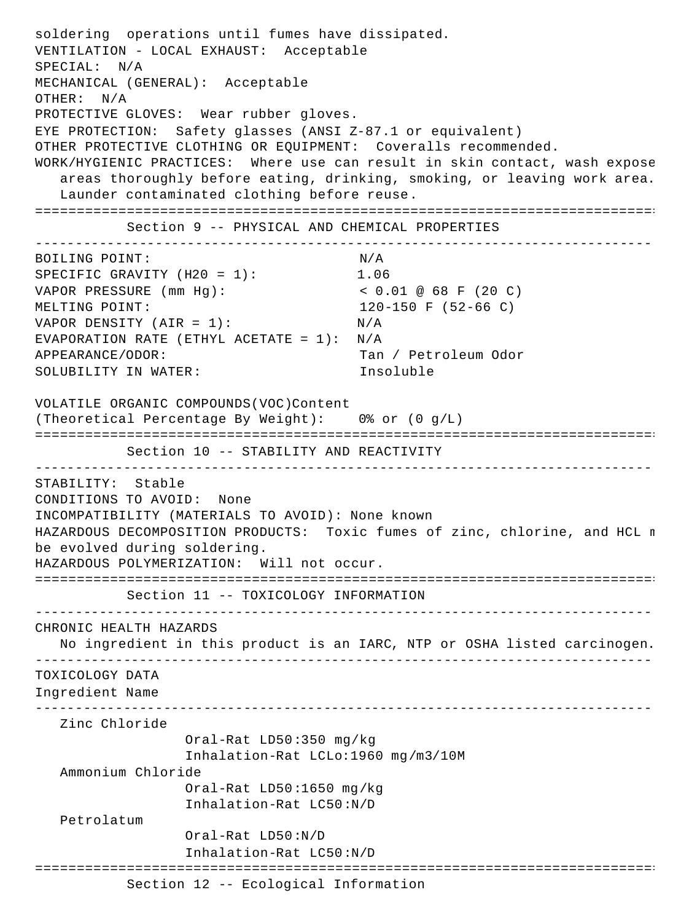soldering operations until fumes have dissipated.

VENTILATION - LOCAL EXHAUST: Acceptable

SPECIAL: N/A

MECHANICAL (GENERAL): Acceptable

OTHER: N/A

PROTECTIVE GLOVES: Wear rubber gloves.

EYE PROTECTION: Safety glasses (ANSI Z-87.1 or equivalent)

OTHER PROTECTIVE CLOTHING OR EQUIPMENT: Coveralls recommended.

WORK/HYGIENIC PRACTICES: Where use can result in skin contact, wash expose areas thoroughly before eating, drinking, smoking, or leaving work area. Launder contaminated clothing before reuse.

## Section 9 -- PHYSICAL AND CHEMICAL PROPERTIES

| | |
|---|---|
| BOILING POINT: | N/A |
| SPECIFIC GRAVITY (H20 = 1): | 1.06 |
| VAPOR PRESSURE (mm Hg): | < 0.01 @ 68 F (20 C) |
| MELTING POINT: | 120-150 F (52-66 C) |
| VAPOR DENSITY (AIR = 1): | N/A |
| EVAPORATION RATE (ETHYL ACETATE = 1): | N/A |
| APPEARANCE/ODOR: | Tan / Petroleum Odor |
| SOLUBILITY IN WATER: | Insoluble |

VOLATILE ORGANIC COMPOUNDS(VOC)Content (Theoretical Percentage By Weight): 0% or (0 g/L)

## Section 10 -- STABILITY AND REACTIVITY

STABILITY: Stable

CONDITIONS TO AVOID: None

INCOMPATIBILITY (MATERIALS TO AVOID): None known

HAZARDOUS DECOMPOSITION PRODUCTS: Toxic fumes of zinc, chlorine, and HCL m be evolved during soldering.

HAZARDOUS POLYMERIZATION: Will not occur.

## Section 11 -- TOXICOLOGY INFORMATION

CHRONIC HEALTH HAZARDS

No ingredient in this product is an IARC, NTP or OSHA listed carcinogen.

TOXICOLOGY DATA

| Ingredient Name | |
|---|---|
| Zinc Chloride | Oral-Rat LD50:350 mg/kg |
| | Inhalation-Rat LCLo:1960 mg/m3/10M |
| Ammonium Chloride | Oral-Rat LD50:1650 mg/kg |
| | Inhalation-Rat LC50:N/D |
| Petrolatum | Oral-Rat LD50:N/D |
| | Inhalation-Rat LC50:N/D |

## Section 12 -- Ecological Information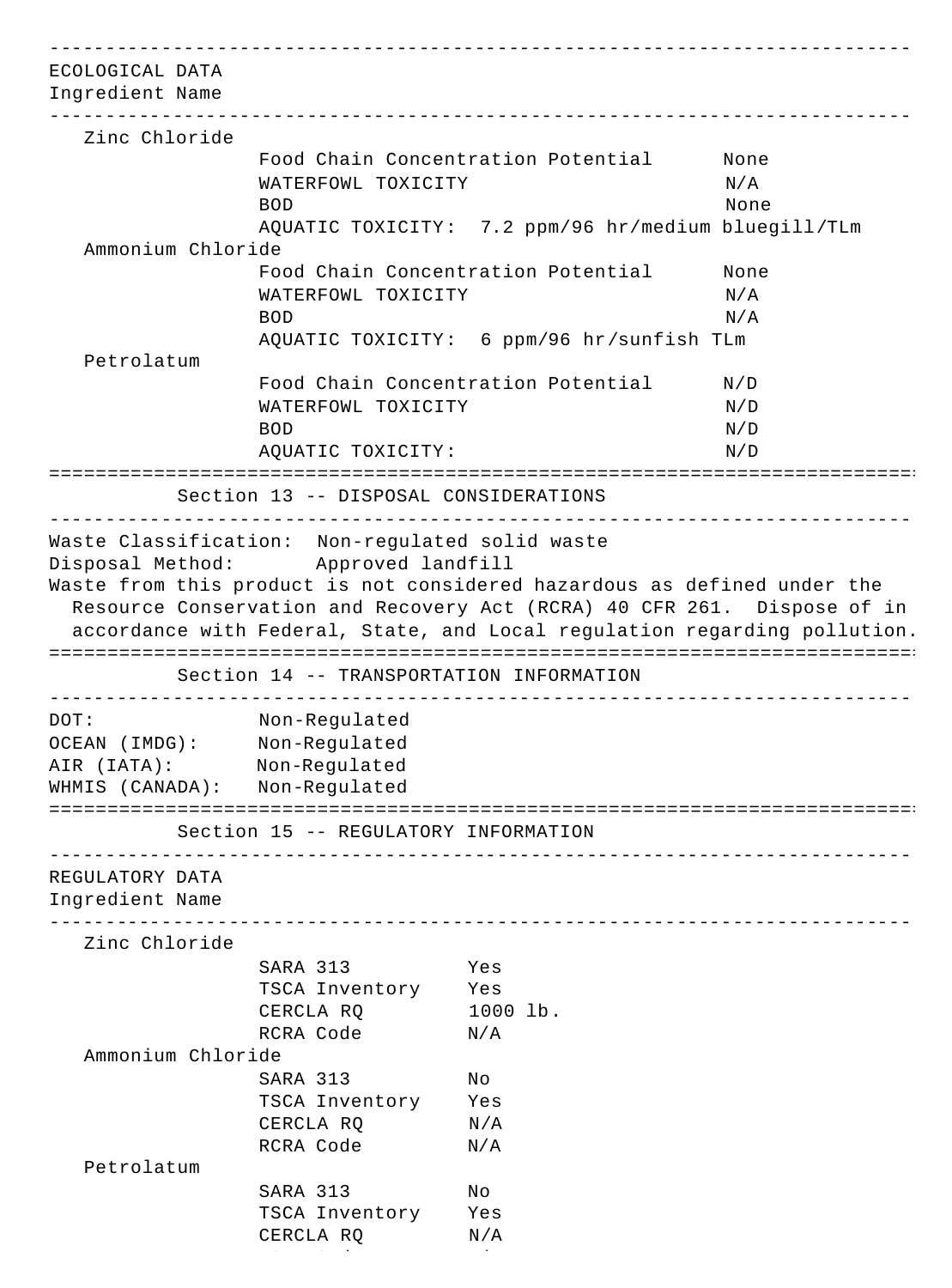ECOLOGICAL DATA

Ingredient Name

**Zinc Chloride**

| | |
|---|---|
| Food Chain Concentration Potential | None |
| WATERFOWL TOXICITY | N/A |
| BOD | None |
| AQUATIC TOXICITY: | 7.2 ppm/96 hr/medium bluegill/TLm |

**Ammonium Chloride**

| | |
|---|---|
| Food Chain Concentration Potential | None |
| WATERFOWL TOXICITY | N/A |
| BOD | N/A |
| AQUATIC TOXICITY: | 6 ppm/96 hr/sunfish TLm |

**Petrolatum**

| | |
|---|---|
| Food Chain Concentration Potential | N/D |
| WATERFOWL TOXICITY | N/D |
| BOD | N/D |
| AQUATIC TOXICITY: | N/D |

## Section 13 -- DISPOSAL CONSIDERATIONS

Waste Classification: Non-regulated solid waste

Disposal Method: Approved landfill

Waste from this product is not considered hazardous as defined under the Resource Conservation and Recovery Act (RCRA) 40 CFR 261. Dispose of in accordance with Federal, State, and Local regulation regarding pollution.

## Section 14 -- TRANSPORTATION INFORMATION

| | |
|---|---|
| DOT: | Non-Regulated |
| OCEAN (IMDG): | Non-Regulated |
| AIR (IATA): | Non-Regulated |
| WHMIS (CANADA): | Non-Regulated |

## Section 15 -- REGULATORY INFORMATION

REGULATORY DATA

Ingredient Name

**Zinc Chloride**

| | |
|---|---|
| SARA 313 | Yes |
| TSCA Inventory | Yes |
| CERCLA RQ | 1000 lb. |
| RCRA Code | N/A |

**Ammonium Chloride**

| | |
|---|---|
| SARA 313 | No |
| TSCA Inventory | Yes |
| CERCLA RQ | N/A |
| RCRA Code | N/A |

**Petrolatum**

| | |
|---|---|
| SARA 313 | No |
| TSCA Inventory | Yes |
| CERCLA RQ | N/A |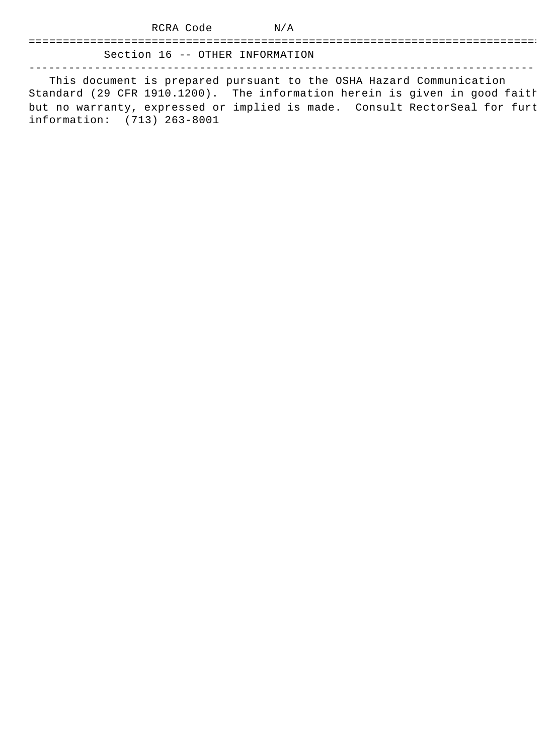RCRA Code N/A

## Section 16 -- OTHER INFORMATION

This document is prepared pursuant to the OSHA Hazard Communication Standard (29 CFR 1910.1200). The information herein is given in good faith but no warranty, expressed or implied is made. Consult RectorSeal for furt information: (713) 263-8001